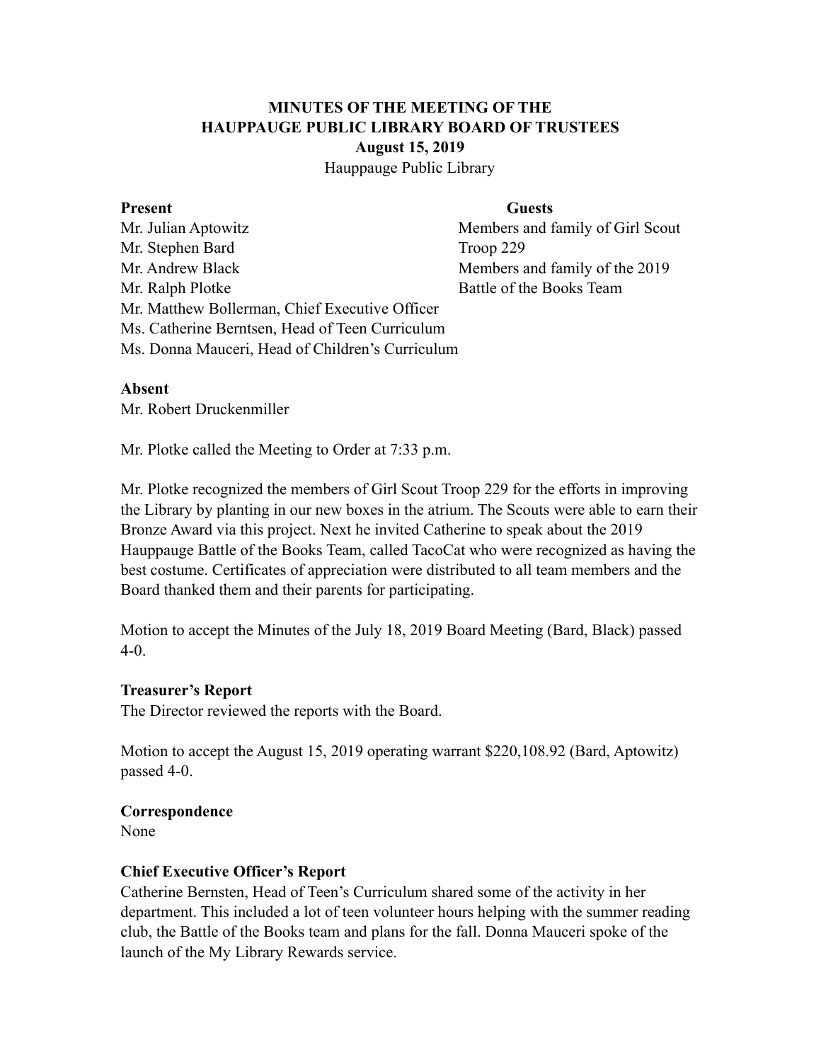# MINUTES OF THE MEETING OF THE HAUPPAUGE PUBLIC LIBRARY BOARD OF TRUSTEES

**August 15, 2019**

Hauppauge Public Library

| **Present** | **Guests** |
|---|---|
| Mr. Julian Aptowitz | Members and family of Girl Scout Troop 229 |
| Mr. Stephen Bard | Members and family of the 2019 Battle of the Books Team |
| Mr. Andrew Black | |
| Mr. Ralph Plotke | |
| Mr. Matthew Bollerman, Chief Executive Officer | |
| Ms. Catherine Berntsen, Head of Teen Curriculum | |
| Ms. Donna Mauceri, Head of Children's Curriculum | |

**Absent**

Mr. Robert Druckenmiller

Mr. Plotke called the Meeting to Order at 7:33 p.m.

Mr. Plotke recognized the members of Girl Scout Troop 229 for the efforts in improving the Library by planting in our new boxes in the atrium. The Scouts were able to earn their Bronze Award via this project. Next he invited Catherine to speak about the 2019 Hauppauge Battle of the Books Team, called TacoCat who were recognized as having the best costume. Certificates of appreciation were distributed to all team members and the Board thanked them and their parents for participating.

Motion to accept the Minutes of the July 18, 2019 Board Meeting (Bard, Black) passed 4-0.

**Treasurer's Report**

The Director reviewed the reports with the Board.

Motion to accept the August 15, 2019 operating warrant $220,108.92 (Bard, Aptowitz) passed 4-0.

**Correspondence**

None

**Chief Executive Officer's Report**

Catherine Bernsten, Head of Teen's Curriculum shared some of the activity in her department. This included a lot of teen volunteer hours helping with the summer reading club, the Battle of the Books team and plans for the fall. Donna Mauceri spoke of the launch of the My Library Rewards service.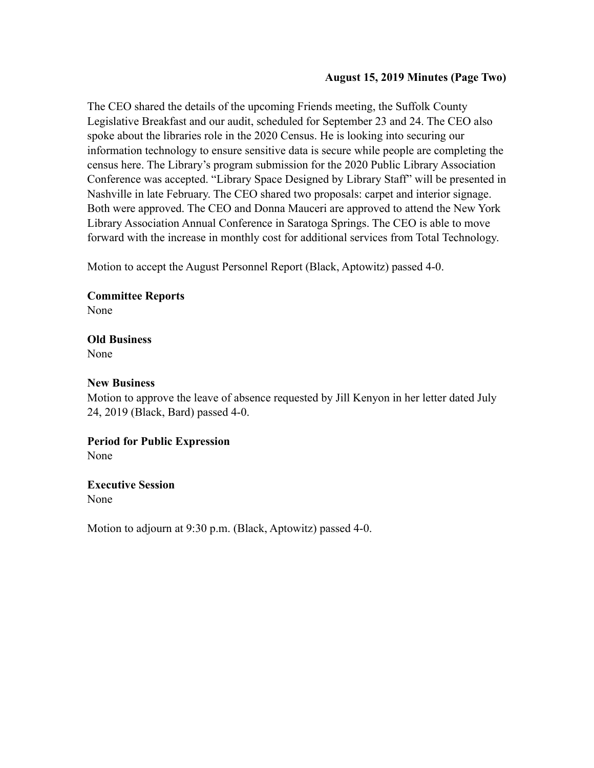The CEO shared the details of the upcoming Friends meeting, the Suffolk County Legislative Breakfast and our audit, scheduled for September 23 and 24. The CEO also spoke about the libraries role in the 2020 Census. He is looking into securing our information technology to ensure sensitive data is secure while people are completing the census here. The Library's program submission for the 2020 Public Library Association Conference was accepted. "Library Space Designed by Library Staff" will be presented in Nashville in late February. The CEO shared two proposals: carpet and interior signage. Both were approved. The CEO and Donna Mauceri are approved to attend the New York Library Association Annual Conference in Saratoga Springs. The CEO is able to move forward with the increase in monthly cost for additional services from Total Technology.

Motion to accept the August Personnel Report (Black, Aptowitz) passed 4-0.

**Committee Reports**
None

**Old Business**
None

**New Business**
Motion to approve the leave of absence requested by Jill Kenyon in her letter dated July 24, 2019 (Black, Bard) passed 4-0.

**Period for Public Expression**
None

**Executive Session**
None

Motion to adjourn at 9:30 p.m. (Black, Aptowitz) passed 4-0.